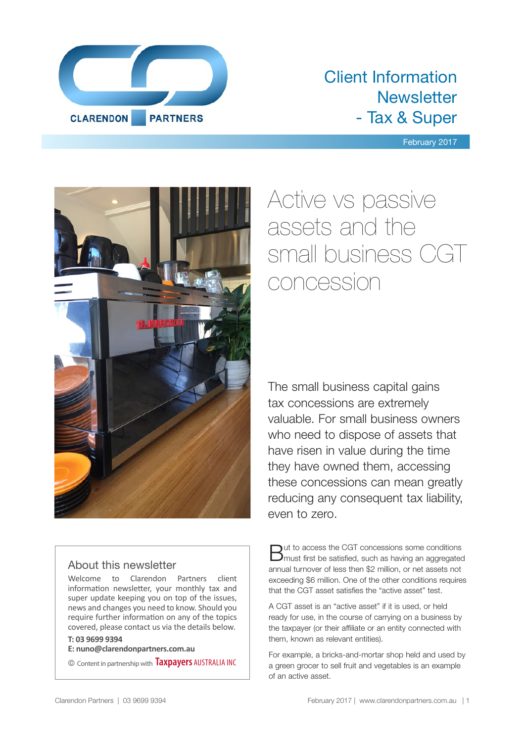CLARENDON PARTNERS

# Client Information Newsletter - Tax & Super

February 2017

## Active vs passive assets and the small business CGT concession

The small business capital gains tax concessions are extremely valuable. For small business owners who need to dispose of assets that have risen in value during the time they have owned them, accessing these concessions can mean greatly reducing any consequent tax liability, even to zero.

But to access the CGT concessions some conditions must first be satisfied, such as having an aggregated annual turnover of less then $2 million, or net assets not exceeding $6 million. One of the other conditions requires that the CGT asset satisfies the "active asset" test.

A CGT asset is an "active asset" if it is used, or held ready for use, in the course of carrying on a business by the taxpayer (or their affiliate or an entity connected with them, known as relevant entities).

For example, a bricks-and-mortar shop held and used by a green grocer to sell fruit and vegetables is an example of an active asset.

### About this newsletter

Welcome to Clarendon Partners client information newsletter, your monthly tax and super update keeping you on top of the issues, news and changes you need to know. Should you require further information on any of the topics covered, please contact us via the details below.

**T: 03 9699 9394**
**E: nuno@clarendonpartners.com.au**

© Content in partnership with Taxpayers AUSTRALIA INC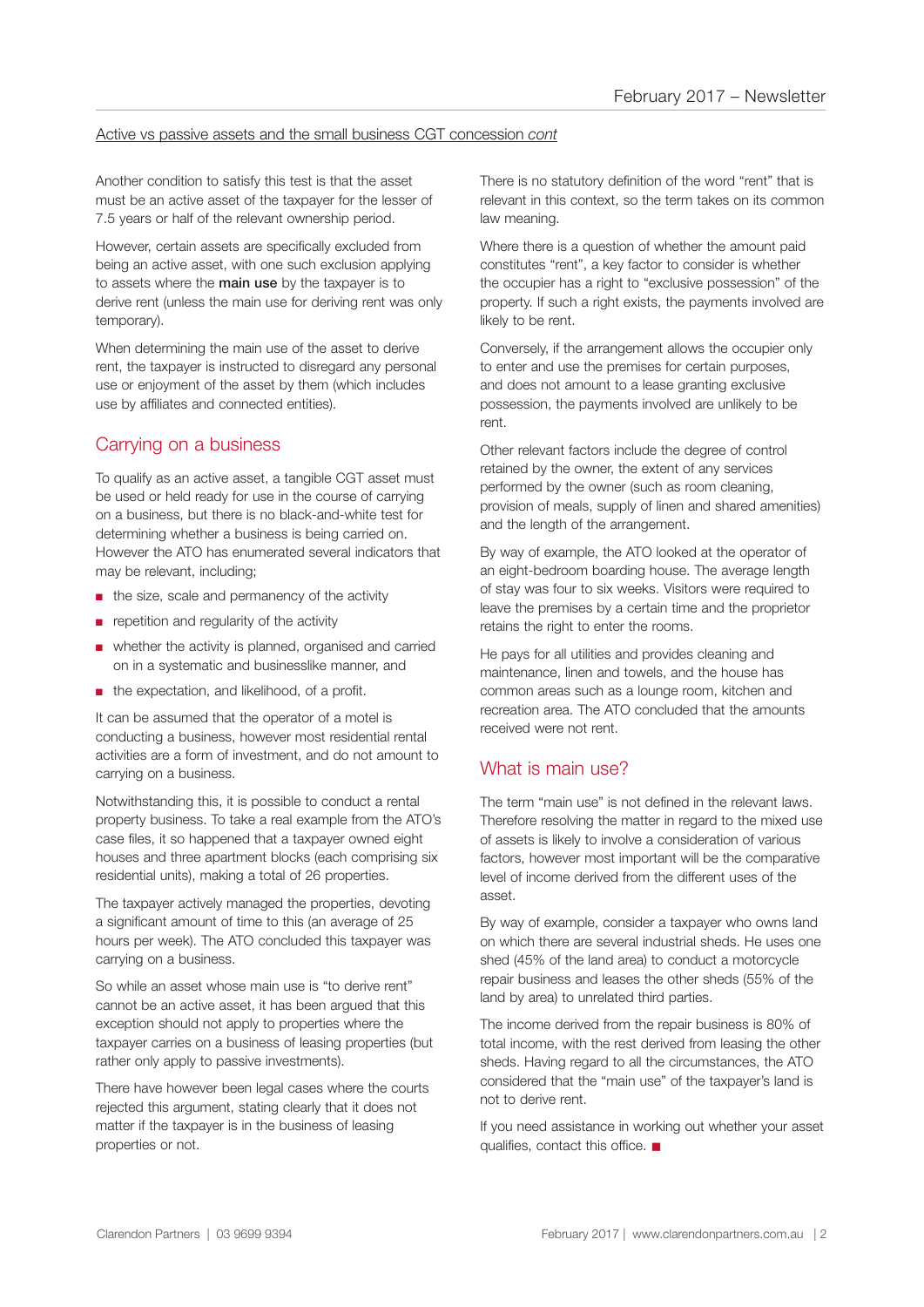Active vs passive assets and the small business CGT concession *cont*

Another condition to satisfy this test is that the asset must be an active asset of the taxpayer for the lesser of 7.5 years or half of the relevant ownership period.

However, certain assets are specifically excluded from being an active asset, with one such exclusion applying to assets where the **main use** by the taxpayer is to derive rent (unless the main use for deriving rent was only temporary).

When determining the main use of the asset to derive rent, the taxpayer is instructed to disregard any personal use or enjoyment of the asset by them (which includes use by affiliates and connected entities).

## Carrying on a business

To qualify as an active asset, a tangible CGT asset must be used or held ready for use in the course of carrying on a business, but there is no black-and-white test for determining whether a business is being carried on. However the ATO has enumerated several indicators that may be relevant, including;

- the size, scale and permanency of the activity
- repetition and regularity of the activity
- whether the activity is planned, organised and carried on in a systematic and businesslike manner, and
- the expectation, and likelihood, of a profit.

It can be assumed that the operator of a motel is conducting a business, however most residential rental activities are a form of investment, and do not amount to carrying on a business.

Notwithstanding this, it is possible to conduct a rental property business. To take a real example from the ATO's case files, it so happened that a taxpayer owned eight houses and three apartment blocks (each comprising six residential units), making a total of 26 properties.

The taxpayer actively managed the properties, devoting a significant amount of time to this (an average of 25 hours per week). The ATO concluded this taxpayer was carrying on a business.

So while an asset whose main use is "to derive rent" cannot be an active asset, it has been argued that this exception should not apply to properties where the taxpayer carries on a business of leasing properties (but rather only apply to passive investments).

There have however been legal cases where the courts rejected this argument, stating clearly that it does not matter if the taxpayer is in the business of leasing properties or not.

There is no statutory definition of the word "rent" that is relevant in this context, so the term takes on its common law meaning.

Where there is a question of whether the amount paid constitutes "rent", a key factor to consider is whether the occupier has a right to "exclusive possession" of the property. If such a right exists, the payments involved are likely to be rent.

Conversely, if the arrangement allows the occupier only to enter and use the premises for certain purposes, and does not amount to a lease granting exclusive possession, the payments involved are unlikely to be rent.

Other relevant factors include the degree of control retained by the owner, the extent of any services performed by the owner (such as room cleaning, provision of meals, supply of linen and shared amenities) and the length of the arrangement.

By way of example, the ATO looked at the operator of an eight-bedroom boarding house. The average length of stay was four to six weeks. Visitors were required to leave the premises by a certain time and the proprietor retains the right to enter the rooms.

He pays for all utilities and provides cleaning and maintenance, linen and towels, and the house has common areas such as a lounge room, kitchen and recreation area. The ATO concluded that the amounts received were not rent.

## What is main use?

The term "main use" is not defined in the relevant laws. Therefore resolving the matter in regard to the mixed use of assets is likely to involve a consideration of various factors, however most important will be the comparative level of income derived from the different uses of the asset.

By way of example, consider a taxpayer who owns land on which there are several industrial sheds. He uses one shed (45% of the land area) to conduct a motorcycle repair business and leases the other sheds (55% of the land by area) to unrelated third parties.

The income derived from the repair business is 80% of total income, with the rest derived from leasing the other sheds. Having regard to all the circumstances, the ATO considered that the "main use" of the taxpayer's land is not to derive rent.

If you need assistance in working out whether your asset qualifies, contact this office. ■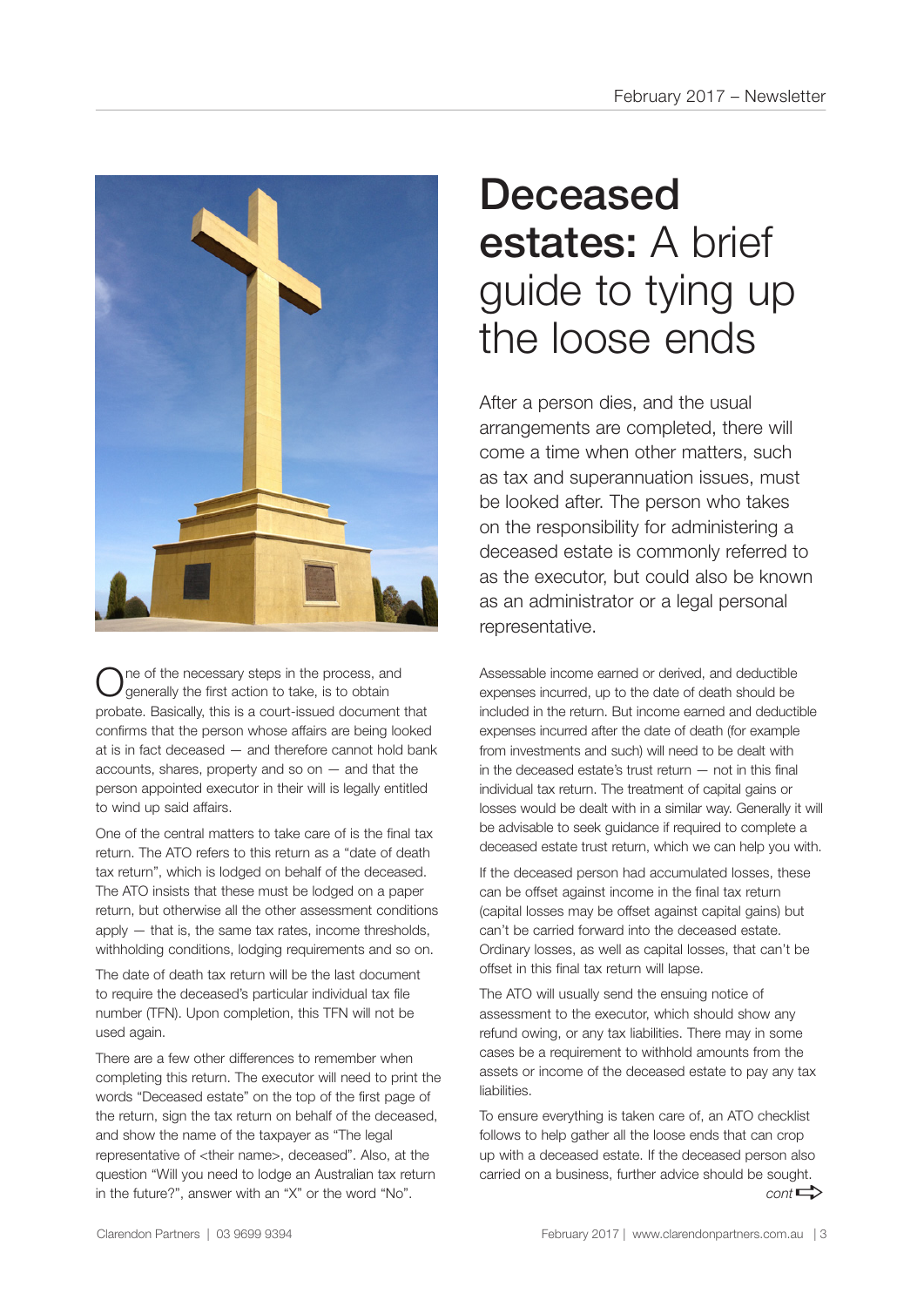# Deceased estates: A brief guide to tying up the loose ends

After a person dies, and the usual arrangements are completed, there will come a time when other matters, such as tax and superannuation issues, must be looked after. The person who takes on the responsibility for administering a deceased estate is commonly referred to as the executor, but could also be known as an administrator or a legal personal representative.

One of the necessary steps in the process, and generally the first action to take, is to obtain probate. Basically, this is a court-issued document that confirms that the person whose affairs are being looked at is in fact deceased — and therefore cannot hold bank accounts, shares, property and so on — and that the person appointed executor in their will is legally entitled to wind up said affairs.

One of the central matters to take care of is the final tax return. The ATO refers to this return as a "date of death tax return", which is lodged on behalf of the deceased. The ATO insists that these must be lodged on a paper return, but otherwise all the other assessment conditions apply — that is, the same tax rates, income thresholds, withholding conditions, lodging requirements and so on.

The date of death tax return will be the last document to require the deceased's particular individual tax file number (TFN). Upon completion, this TFN will not be used again.

There are a few other differences to remember when completing this return. The executor will need to print the words "Deceased estate" on the top of the first page of the return, sign the tax return on behalf of the deceased, and show the name of the taxpayer as "The legal representative of <their name>, deceased". Also, at the question "Will you need to lodge an Australian tax return in the future?", answer with an "X" or the word "No".

Assessable income earned or derived, and deductible expenses incurred, up to the date of death should be included in the return. But income earned and deductible expenses incurred after the date of death (for example from investments and such) will need to be dealt with in the deceased estate's trust return — not in this final individual tax return. The treatment of capital gains or losses would be dealt with in a similar way. Generally it will be advisable to seek guidance if required to complete a deceased estate trust return, which we can help you with.

If the deceased person had accumulated losses, these can be offset against income in the final tax return (capital losses may be offset against capital gains) but can't be carried forward into the deceased estate. Ordinary losses, as well as capital losses, that can't be offset in this final tax return will lapse.

The ATO will usually send the ensuing notice of assessment to the executor, which should show any refund owing, or any tax liabilities. There may in some cases be a requirement to withhold amounts from the assets or income of the deceased estate to pay any tax liabilities.

To ensure everything is taken care of, an ATO checklist follows to help gather all the loose ends that can crop up with a deceased estate. If the deceased person also carried on a business, further advice should be sought.

*cont* ⇨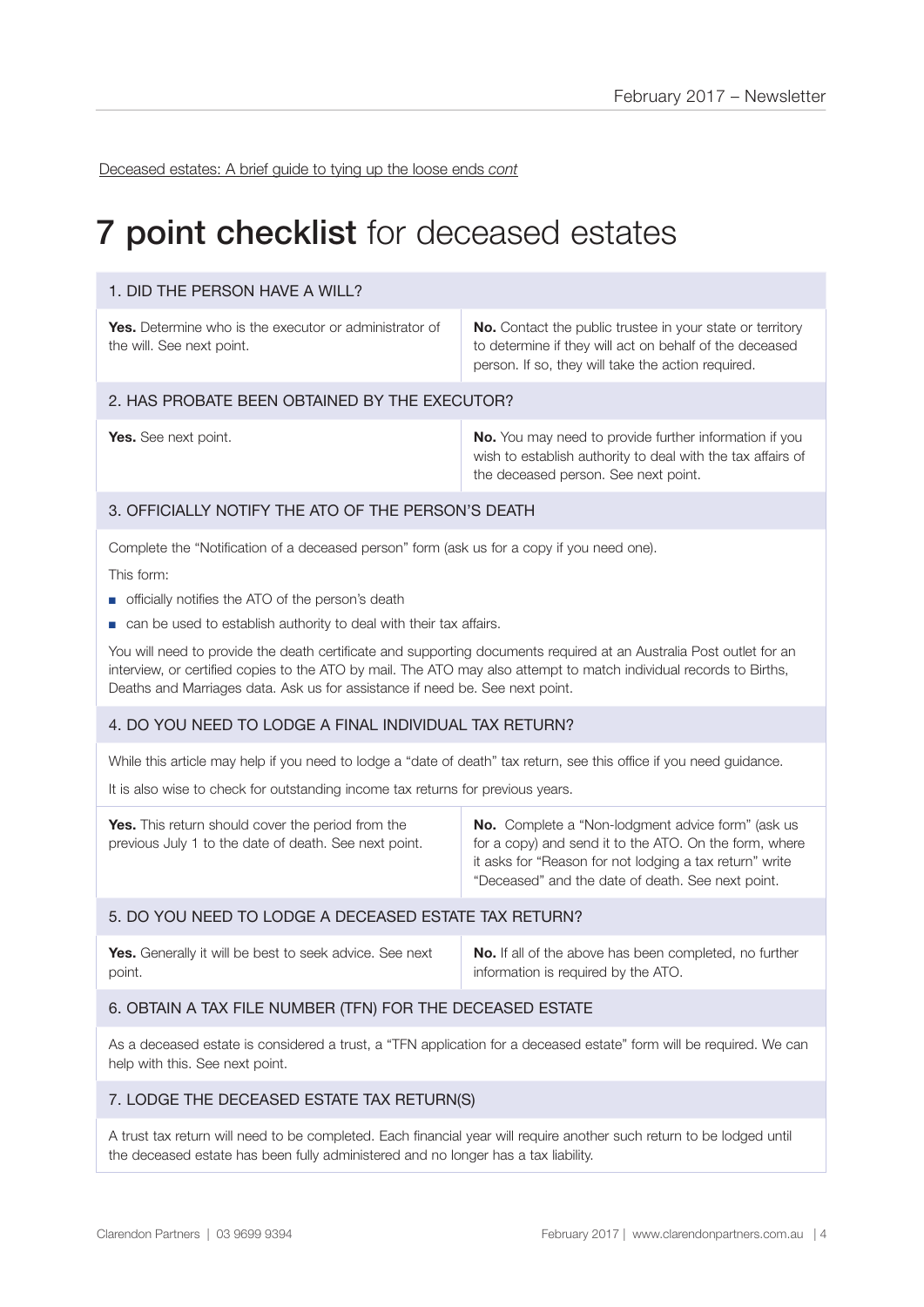Deceased estates: A brief guide to tying up the loose ends *cont*

# **7 point checklist** for deceased estates

## 1. DID THE PERSON HAVE A WILL?

**Yes.** Determine who is the executor or administrator of the will. See next point.

**No.** Contact the public trustee in your state or territory to determine if they will act on behalf of the deceased person. If so, they will take the action required.

## 2. HAS PROBATE BEEN OBTAINED BY THE EXECUTOR?

**Yes.** See next point.

**No.** You may need to provide further information if you wish to establish authority to deal with the tax affairs of the deceased person. See next point.

## 3. OFFICIALLY NOTIFY THE ATO OF THE PERSON'S DEATH

Complete the "Notification of a deceased person" form (ask us for a copy if you need one).

This form:

- officially notifies the ATO of the person's death
- can be used to establish authority to deal with their tax affairs.

You will need to provide the death certificate and supporting documents required at an Australia Post outlet for an interview, or certified copies to the ATO by mail. The ATO may also attempt to match individual records to Births, Deaths and Marriages data. Ask us for assistance if need be. See next point.

## 4. DO YOU NEED TO LODGE A FINAL INDIVIDUAL TAX RETURN?

While this article may help if you need to lodge a "date of death" tax return, see this office if you need guidance.

It is also wise to check for outstanding income tax returns for previous years.

**Yes.** This return should cover the period from the previous July 1 to the date of death. See next point.

**No.** Complete a "Non-lodgment advice form" (ask us for a copy) and send it to the ATO. On the form, where it asks for "Reason for not lodging a tax return" write "Deceased" and the date of death. See next point.

## 5. DO YOU NEED TO LODGE A DECEASED ESTATE TAX RETURN?

**Yes.** Generally it will be best to seek advice. See next point.

**No.** If all of the above has been completed, no further information is required by the ATO.

## 6. OBTAIN A TAX FILE NUMBER (TFN) FOR THE DECEASED ESTATE

As a deceased estate is considered a trust, a "TFN application for a deceased estate" form will be required. We can help with this. See next point.

## 7. LODGE THE DECEASED ESTATE TAX RETURN(S)

A trust tax return will need to be completed. Each financial year will require another such return to be lodged until the deceased estate has been fully administered and no longer has a tax liability.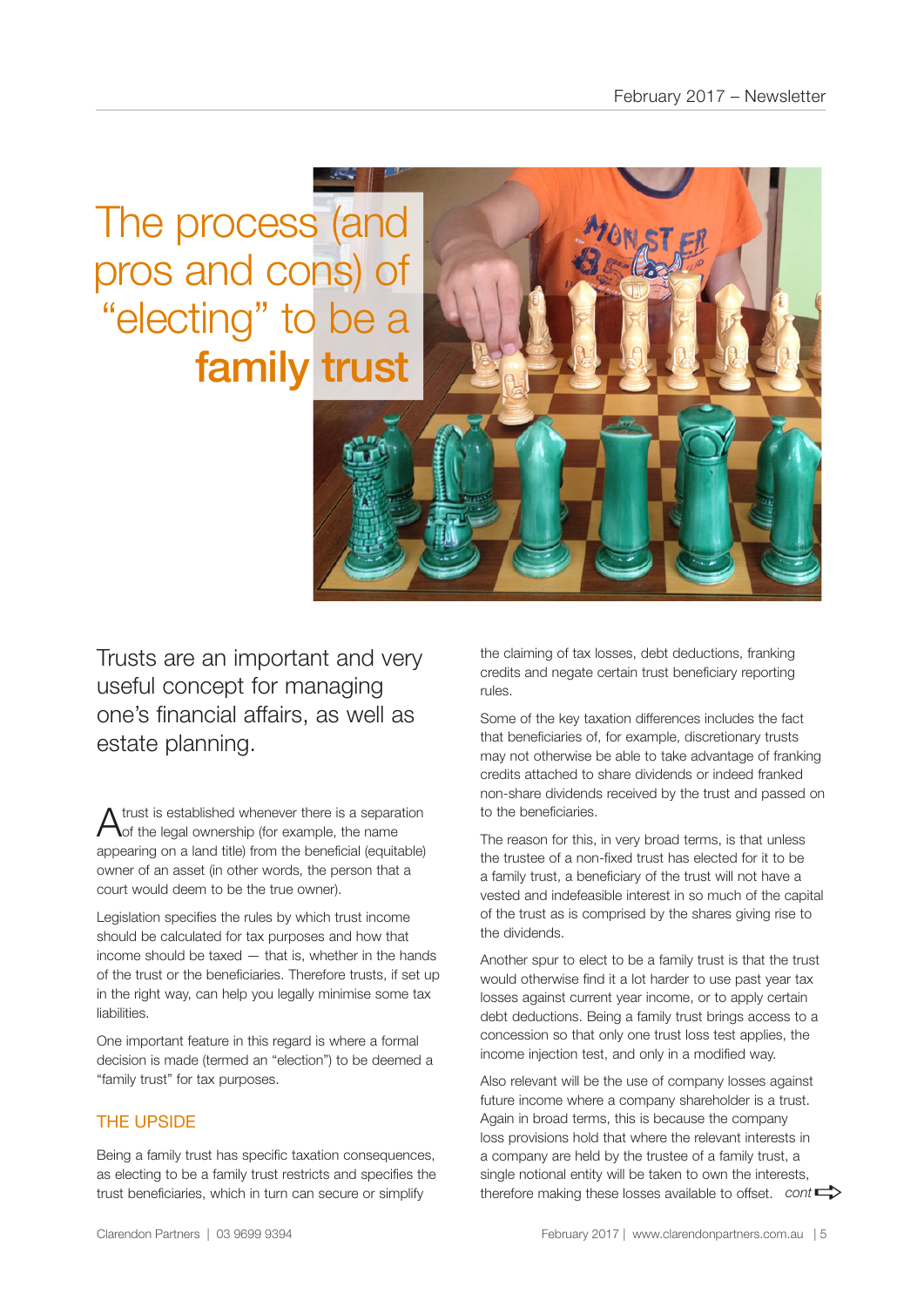# The process (and pros and cons) of "electing" to be a **family trust**

Trusts are an important and very useful concept for managing one's financial affairs, as well as estate planning.

A trust is established whenever there is a separation of the legal ownership (for example, the name appearing on a land title) from the beneficial (equitable) owner of an asset (in other words, the person that a court would deem to be the true owner).

Legislation specifies the rules by which trust income should be calculated for tax purposes and how that income should be taxed — that is, whether in the hands of the trust or the beneficiaries. Therefore trusts, if set up in the right way, can help you legally minimise some tax liabilities.

One important feature in this regard is where a formal decision is made (termed an "election") to be deemed a "family trust" for tax purposes.

## THE UPSIDE

Being a family trust has specific taxation consequences, as electing to be a family trust restricts and specifies the trust beneficiaries, which in turn can secure or simplify the claiming of tax losses, debt deductions, franking credits and negate certain trust beneficiary reporting rules.

Some of the key taxation differences includes the fact that beneficiaries of, for example, discretionary trusts may not otherwise be able to take advantage of franking credits attached to share dividends or indeed franked non-share dividends received by the trust and passed on to the beneficiaries.

The reason for this, in very broad terms, is that unless the trustee of a non-fixed trust has elected for it to be a family trust, a beneficiary of the trust will not have a vested and indefeasible interest in so much of the capital of the trust as is comprised by the shares giving rise to the dividends.

Another spur to elect to be a family trust is that the trust would otherwise find it a lot harder to use past year tax losses against current year income, or to apply certain debt deductions. Being a family trust brings access to a concession so that only one trust loss test applies, the income injection test, and only in a modified way.

Also relevant will be the use of company losses against future income where a company shareholder is a trust. Again in broad terms, this is because the company loss provisions hold that where the relevant interests in a company are held by the trustee of a family trust, a single notional entity will be taken to own the interests, therefore making these losses available to offset. *cont*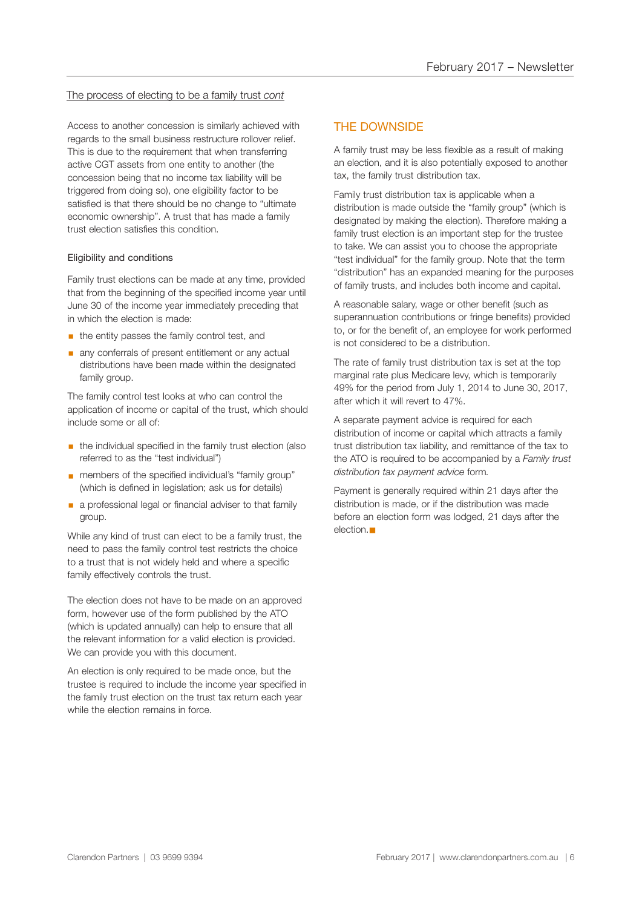The process of electing to be a family trust *cont*

Access to another concession is similarly achieved with regards to the small business restructure rollover relief. This is due to the requirement that when transferring active CGT assets from one entity to another (the concession being that no income tax liability will be triggered from doing so), one eligibility factor to be satisfied is that there should be no change to "ultimate economic ownership". A trust that has made a family trust election satisfies this condition.

### Eligibility and conditions

Family trust elections can be made at any time, provided that from the beginning of the specified income year until June 30 of the income year immediately preceding that in which the election is made:

- the entity passes the family control test, and
- any conferrals of present entitlement or any actual distributions have been made within the designated family group.

The family control test looks at who can control the application of income or capital of the trust, which should include some or all of:

- the individual specified in the family trust election (also referred to as the "test individual")
- members of the specified individual's "family group" (which is defined in legislation; ask us for details)
- a professional legal or financial adviser to that family group.

While any kind of trust can elect to be a family trust, the need to pass the family control test restricts the choice to a trust that is not widely held and where a specific family effectively controls the trust.

The election does not have to be made on an approved form, however use of the form published by the ATO (which is updated annually) can help to ensure that all the relevant information for a valid election is provided. We can provide you with this document.

An election is only required to be made once, but the trustee is required to include the income year specified in the family trust election on the trust tax return each year while the election remains in force.

## THE DOWNSIDE

A family trust may be less flexible as a result of making an election, and it is also potentially exposed to another tax, the family trust distribution tax.

Family trust distribution tax is applicable when a distribution is made outside the "family group" (which is designated by making the election). Therefore making a family trust election is an important step for the trustee to take. We can assist you to choose the appropriate "test individual" for the family group. Note that the term "distribution" has an expanded meaning for the purposes of family trusts, and includes both income and capital.

A reasonable salary, wage or other benefit (such as superannuation contributions or fringe benefits) provided to, or for the benefit of, an employee for work performed is not considered to be a distribution.

The rate of family trust distribution tax is set at the top marginal rate plus Medicare levy, which is temporarily 49% for the period from July 1, 2014 to June 30, 2017, after which it will revert to 47%.

A separate payment advice is required for each distribution of income or capital which attracts a family trust distribution tax liability, and remittance of the tax to the ATO is required to be accompanied by a *Family trust distribution tax payment advice* form.

Payment is generally required within 21 days after the distribution is made, or if the distribution was made before an election form was lodged, 21 days after the election. ■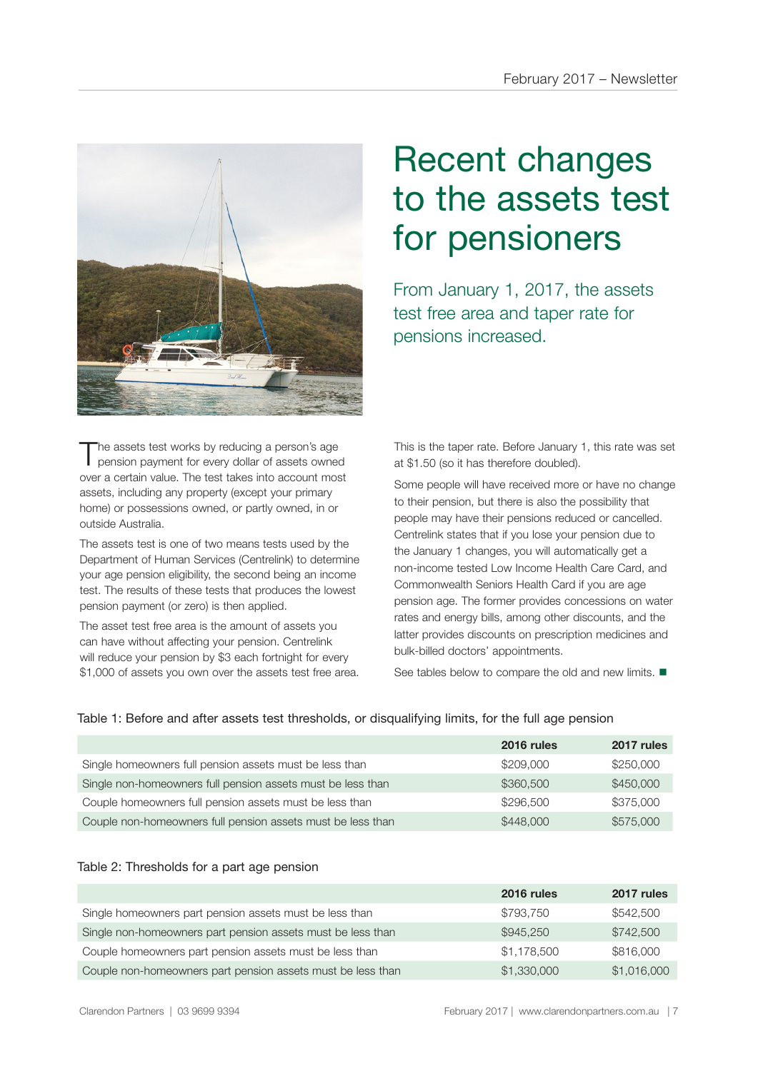# Recent changes to the assets test for pensioners

From January 1, 2017, the assets test free area and taper rate for pensions increased.

The assets test works by reducing a person's age pension payment for every dollar of assets owned over a certain value. The test takes into account most assets, including any property (except your primary home) or possessions owned, or partly owned, in or outside Australia.

The assets test is one of two means tests used by the Department of Human Services (Centrelink) to determine your age pension eligibility, the second being an income test. The results of these tests that produces the lowest pension payment (or zero) is then applied.

The asset test free area is the amount of assets you can have without affecting your pension. Centrelink will reduce your pension by $3 each fortnight for every $1,000 of assets you own over the assets test free area.

This is the taper rate. Before January 1, this rate was set at $1.50 (so it has therefore doubled).

Some people will have received more or have no change to their pension, but there is also the possibility that people may have their pensions reduced or cancelled. Centrelink states that if you lose your pension due to the January 1 changes, you will automatically get a non-income tested Low Income Health Care Card, and Commonwealth Seniors Health Card if you are age pension age. The former provides concessions on water rates and energy bills, among other discounts, and the latter provides discounts on prescription medicines and bulk-billed doctors' appointments.

See tables below to compare the old and new limits. ■

Table 1: Before and after assets test thresholds, or disqualifying limits, for the full age pension

| | 2016 rules | 2017 rules |
|---|---|---|
| Single homeowners full pension assets must be less than | $209,000 | $250,000 |
| Single non-homeowners full pension assets must be less than | $360,500 | $450,000 |
| Couple homeowners full pension assets must be less than | $296,500 | $375,000 |
| Couple non-homeowners full pension assets must be less than | $448,000 | $575,000 |

Table 2: Thresholds for a part age pension

| | 2016 rules | 2017 rules |
|---|---|---|
| Single homeowners part pension assets must be less than | $793,750 | $542,500 |
| Single non-homeowners part pension assets must be less than | $945,250 | $742,500 |
| Couple homeowners part pension assets must be less than | $1,178,500 | $816,000 |
| Couple non-homeowners part pension assets must be less than | $1,330,000 | $1,016,000 |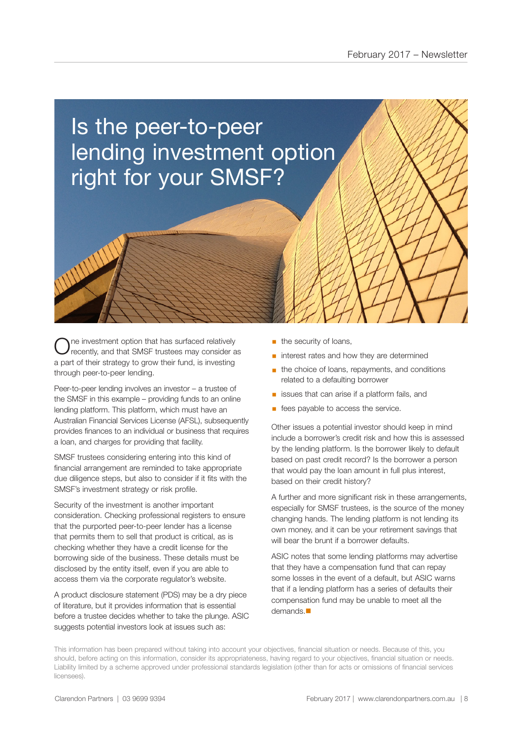# Is the peer-to-peer lending investment option right for your SMSF?

One investment option that has surfaced relatively recently, and that SMSF trustees may consider as a part of their strategy to grow their fund, is investing through peer-to-peer lending.

Peer-to-peer lending involves an investor – a trustee of the SMSF in this example – providing funds to an online lending platform. This platform, which must have an Australian Financial Services License (AFSL), subsequently provides finances to an individual or business that requires a loan, and charges for providing that facility.

SMSF trustees considering entering into this kind of financial arrangement are reminded to take appropriate due diligence steps, but also to consider if it fits with the SMSF's investment strategy or risk profile.

Security of the investment is another important consideration. Checking professional registers to ensure that the purported peer-to-peer lender has a license that permits them to sell that product is critical, as is checking whether they have a credit license for the borrowing side of the business. These details must be disclosed by the entity itself, even if you are able to access them via the corporate regulator's website.

A product disclosure statement (PDS) may be a dry piece of literature, but it provides information that is essential before a trustee decides whether to take the plunge. ASIC suggests potential investors look at issues such as:

- the security of loans,
- interest rates and how they are determined
- the choice of loans, repayments, and conditions related to a defaulting borrower
- issues that can arise if a platform fails, and
- fees payable to access the service.

Other issues a potential investor should keep in mind include a borrower's credit risk and how this is assessed by the lending platform. Is the borrower likely to default based on past credit record? Is the borrower a person that would pay the loan amount in full plus interest, based on their credit history?

A further and more significant risk in these arrangements, especially for SMSF trustees, is the source of the money changing hands. The lending platform is not lending its own money, and it can be your retirement savings that will bear the brunt if a borrower defaults.

ASIC notes that some lending platforms may advertise that they have a compensation fund that can repay some losses in the event of a default, but ASIC warns that if a lending platform has a series of defaults their compensation fund may be unable to meet all the demands.

This information has been prepared without taking into account your objectives, financial situation or needs. Because of this, you should, before acting on this information, consider its appropriateness, having regard to your objectives, financial situation or needs. Liability limited by a scheme approved under professional standards legislation (other than for acts or omissions of financial services licensees).